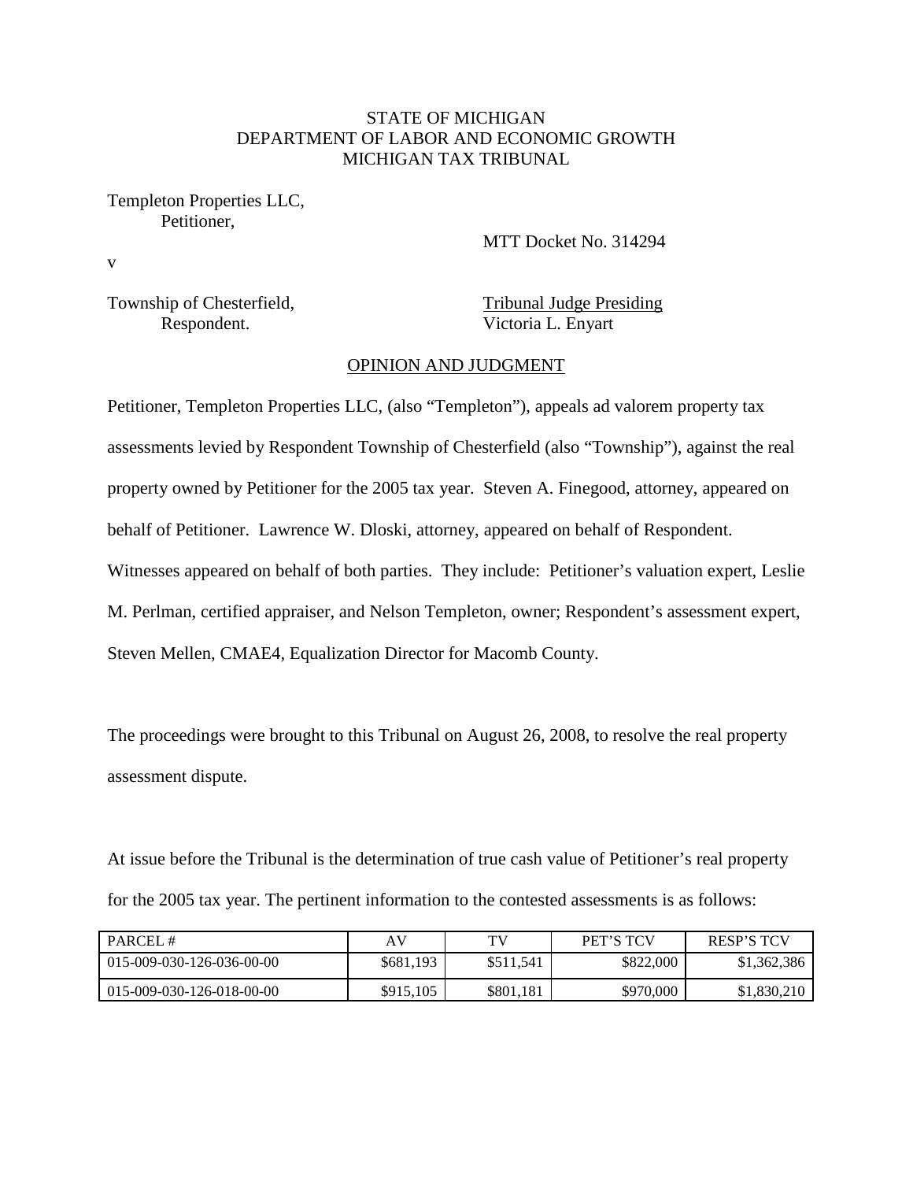STATE OF MICHIGAN
DEPARTMENT OF LABOR AND ECONOMIC GROWTH
MICHIGAN TAX TRIBUNAL

Templeton Properties LLC,
Petitioner,

MTT Docket No. 314294

v

Township of Chesterfield,
Respondent.

Tribunal Judge Presiding
Victoria L. Enyart

## OPINION AND JUDGMENT

Petitioner, Templeton Properties LLC, (also "Templeton"), appeals ad valorem property tax assessments levied by Respondent Township of Chesterfield (also "Township"), against the real property owned by Petitioner for the 2005 tax year. Steven A. Finegood, attorney, appeared on behalf of Petitioner. Lawrence W. Dloski, attorney, appeared on behalf of Respondent. Witnesses appeared on behalf of both parties. They include: Petitioner's valuation expert, Leslie M. Perlman, certified appraiser, and Nelson Templeton, owner; Respondent's assessment expert, Steven Mellen, CMAE4, Equalization Director for Macomb County.

The proceedings were brought to this Tribunal on August 26, 2008, to resolve the real property assessment dispute.

At issue before the Tribunal is the determination of true cash value of Petitioner's real property for the 2005 tax year. The pertinent information to the contested assessments is as follows:

| PARCEL # | AV | TV | PET'S TCV | RESP'S TCV |
|---|---|---|---|---|
| 015-009-030-126-036-00-00 | $681,193 | $511,541 | $822,000 | $1,362,386 |
| 015-009-030-126-018-00-00 | $915,105 | $801,181 | $970,000 | $1,830,210 |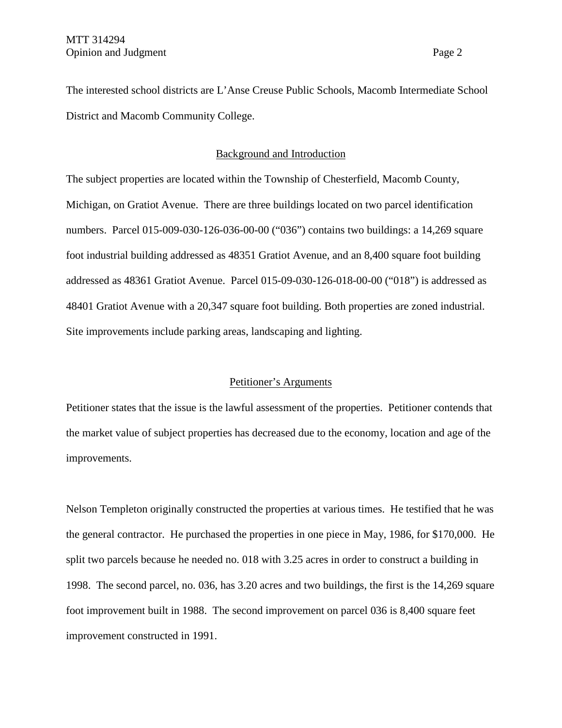The interested school districts are L'Anse Creuse Public Schools, Macomb Intermediate School District and Macomb Community College.

## Background and Introduction

The subject properties are located within the Township of Chesterfield, Macomb County, Michigan, on Gratiot Avenue. There are three buildings located on two parcel identification numbers. Parcel 015-009-030-126-036-00-00 ("036") contains two buildings: a 14,269 square foot industrial building addressed as 48351 Gratiot Avenue, and an 8,400 square foot building addressed as 48361 Gratiot Avenue. Parcel 015-09-030-126-018-00-00 ("018") is addressed as 48401 Gratiot Avenue with a 20,347 square foot building. Both properties are zoned industrial. Site improvements include parking areas, landscaping and lighting.

## Petitioner's Arguments

Petitioner states that the issue is the lawful assessment of the properties. Petitioner contends that the market value of subject properties has decreased due to the economy, location and age of the improvements.

Nelson Templeton originally constructed the properties at various times. He testified that he was the general contractor. He purchased the properties in one piece in May, 1986, for $170,000. He split two parcels because he needed no. 018 with 3.25 acres in order to construct a building in 1998. The second parcel, no. 036, has 3.20 acres and two buildings, the first is the 14,269 square foot improvement built in 1988. The second improvement on parcel 036 is 8,400 square feet improvement constructed in 1991.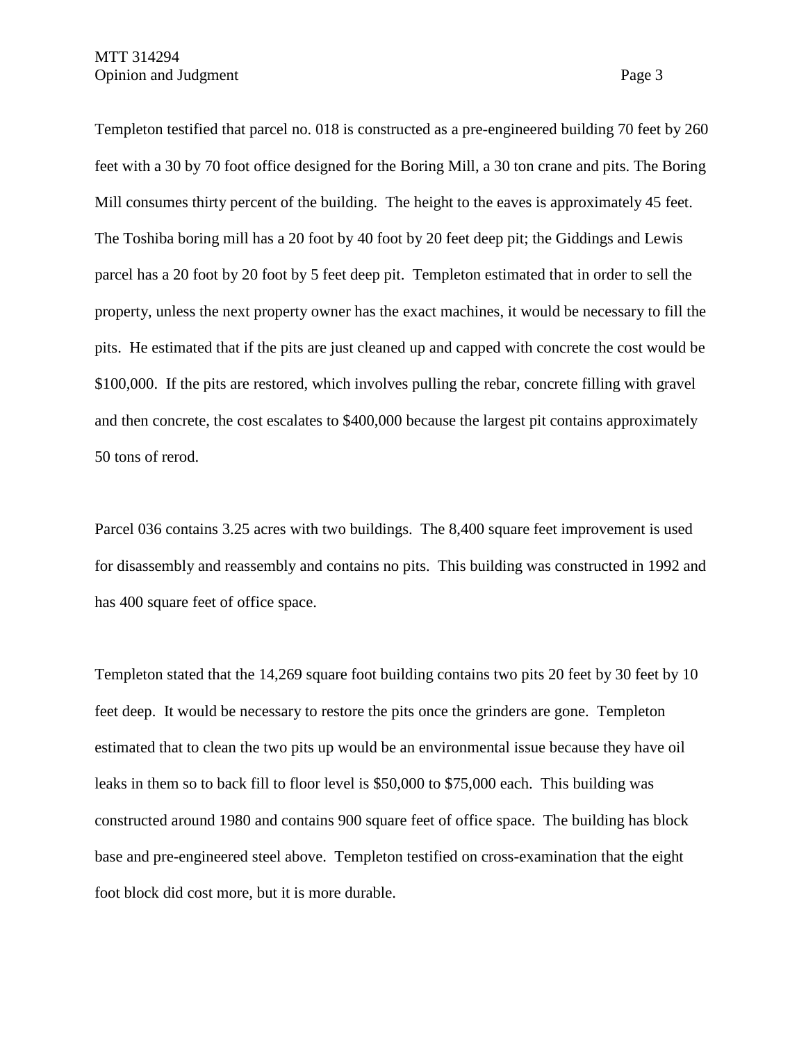Templeton testified that parcel no. 018 is constructed as a pre-engineered building 70 feet by 260 feet with a 30 by 70 foot office designed for the Boring Mill, a 30 ton crane and pits. The Boring Mill consumes thirty percent of the building. The height to the eaves is approximately 45 feet. The Toshiba boring mill has a 20 foot by 40 foot by 20 feet deep pit; the Giddings and Lewis parcel has a 20 foot by 20 foot by 5 feet deep pit. Templeton estimated that in order to sell the property, unless the next property owner has the exact machines, it would be necessary to fill the pits. He estimated that if the pits are just cleaned up and capped with concrete the cost would be $100,000. If the pits are restored, which involves pulling the rebar, concrete filling with gravel and then concrete, the cost escalates to $400,000 because the largest pit contains approximately 50 tons of rerod.

Parcel 036 contains 3.25 acres with two buildings. The 8,400 square feet improvement is used for disassembly and reassembly and contains no pits. This building was constructed in 1992 and has 400 square feet of office space.

Templeton stated that the 14,269 square foot building contains two pits 20 feet by 30 feet by 10 feet deep. It would be necessary to restore the pits once the grinders are gone. Templeton estimated that to clean the two pits up would be an environmental issue because they have oil leaks in them so to back fill to floor level is $50,000 to $75,000 each. This building was constructed around 1980 and contains 900 square feet of office space. The building has block base and pre-engineered steel above. Templeton testified on cross-examination that the eight foot block did cost more, but it is more durable.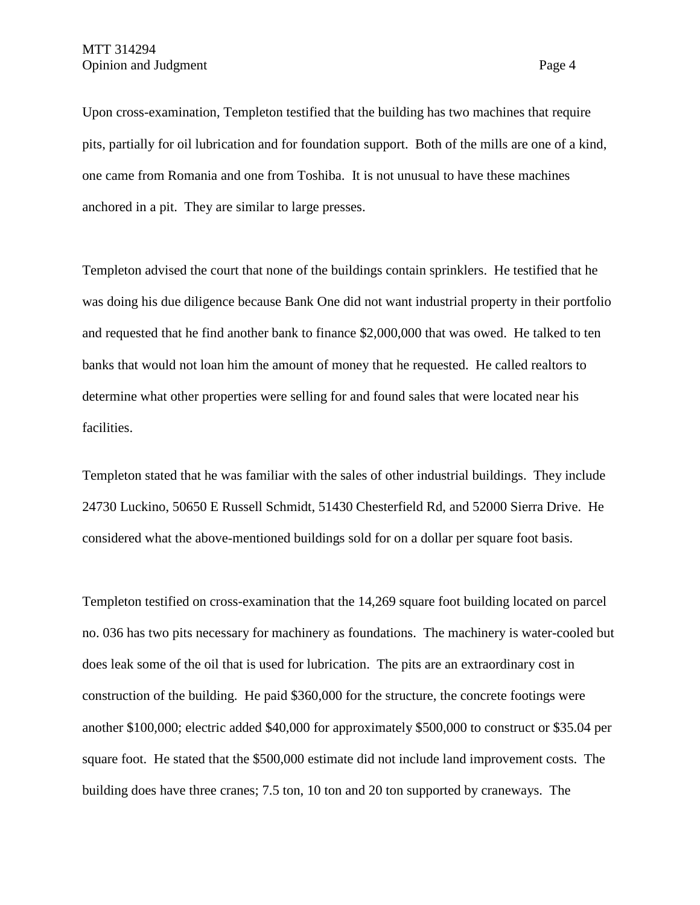Upon cross-examination, Templeton testified that the building has two machines that require pits, partially for oil lubrication and for foundation support. Both of the mills are one of a kind, one came from Romania and one from Toshiba. It is not unusual to have these machines anchored in a pit. They are similar to large presses.

Templeton advised the court that none of the buildings contain sprinklers. He testified that he was doing his due diligence because Bank One did not want industrial property in their portfolio and requested that he find another bank to finance $2,000,000 that was owed. He talked to ten banks that would not loan him the amount of money that he requested. He called realtors to determine what other properties were selling for and found sales that were located near his facilities.

Templeton stated that he was familiar with the sales of other industrial buildings. They include 24730 Luckino, 50650 E Russell Schmidt, 51430 Chesterfield Rd, and 52000 Sierra Drive. He considered what the above-mentioned buildings sold for on a dollar per square foot basis.

Templeton testified on cross-examination that the 14,269 square foot building located on parcel no. 036 has two pits necessary for machinery as foundations. The machinery is water-cooled but does leak some of the oil that is used for lubrication. The pits are an extraordinary cost in construction of the building. He paid $360,000 for the structure, the concrete footings were another $100,000; electric added $40,000 for approximately $500,000 to construct or $35.04 per square foot. He stated that the $500,000 estimate did not include land improvement costs. The building does have three cranes; 7.5 ton, 10 ton and 20 ton supported by craneways. The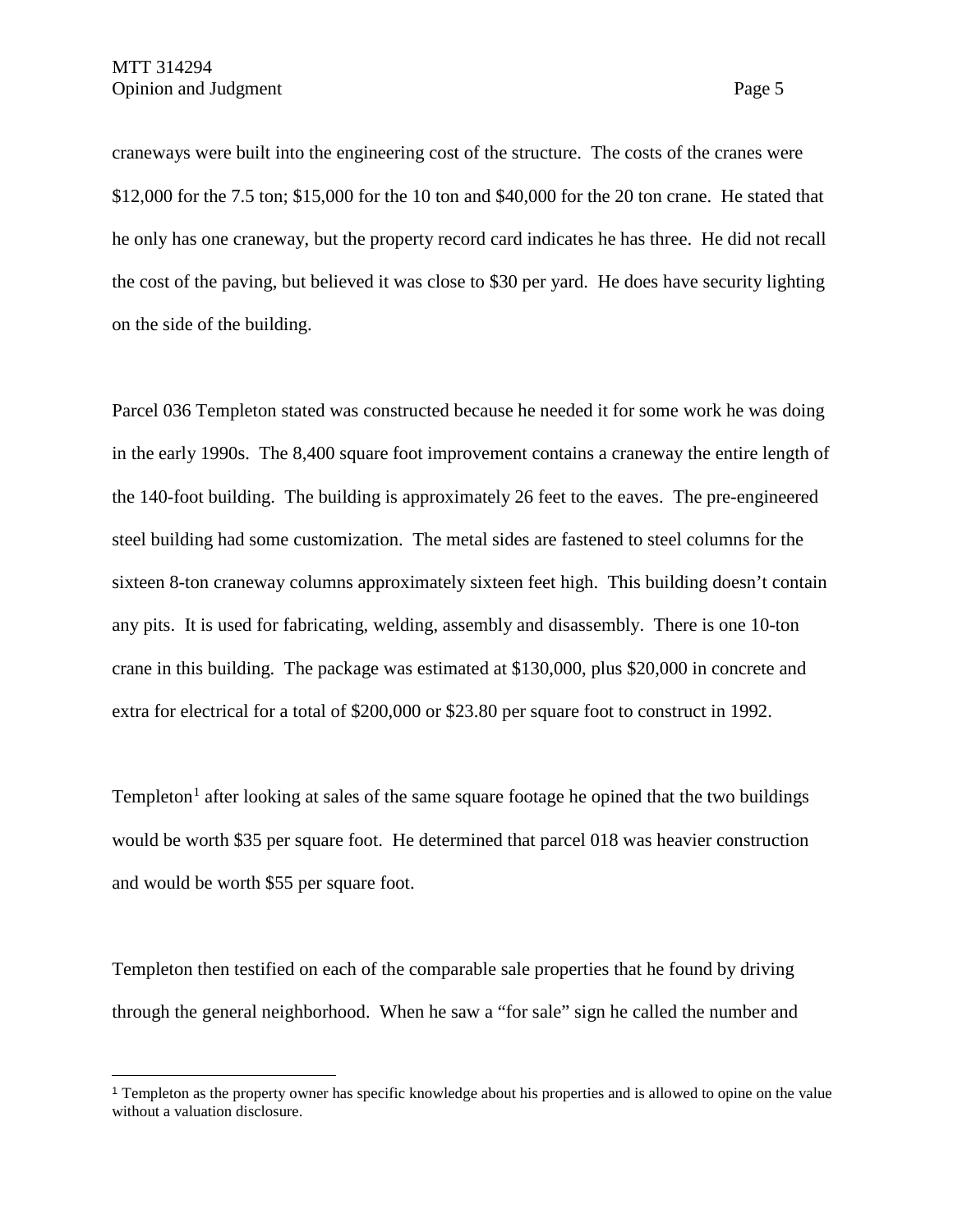craneways were built into the engineering cost of the structure. The costs of the cranes were $12,000 for the 7.5 ton; $15,000 for the 10 ton and $40,000 for the 20 ton crane. He stated that he only has one craneway, but the property record card indicates he has three. He did not recall the cost of the paving, but believed it was close to $30 per yard. He does have security lighting on the side of the building.

Parcel 036 Templeton stated was constructed because he needed it for some work he was doing in the early 1990s. The 8,400 square foot improvement contains a craneway the entire length of the 140-foot building. The building is approximately 26 feet to the eaves. The pre-engineered steel building had some customization. The metal sides are fastened to steel columns for the sixteen 8-ton craneway columns approximately sixteen feet high. This building doesn't contain any pits. It is used for fabricating, welding, assembly and disassembly. There is one 10-ton crane in this building. The package was estimated at $130,000, plus $20,000 in concrete and extra for electrical for a total of $200,000 or $23.80 per square foot to construct in 1992.

Templeton[1] after looking at sales of the same square footage he opined that the two buildings would be worth $35 per square foot. He determined that parcel 018 was heavier construction and would be worth $55 per square foot.

Templeton then testified on each of the comparable sale properties that he found by driving through the general neighborhood. When he saw a "for sale" sign he called the number and

---

[1] Templeton as the property owner has specific knowledge about his properties and is allowed to opine on the value without a valuation disclosure.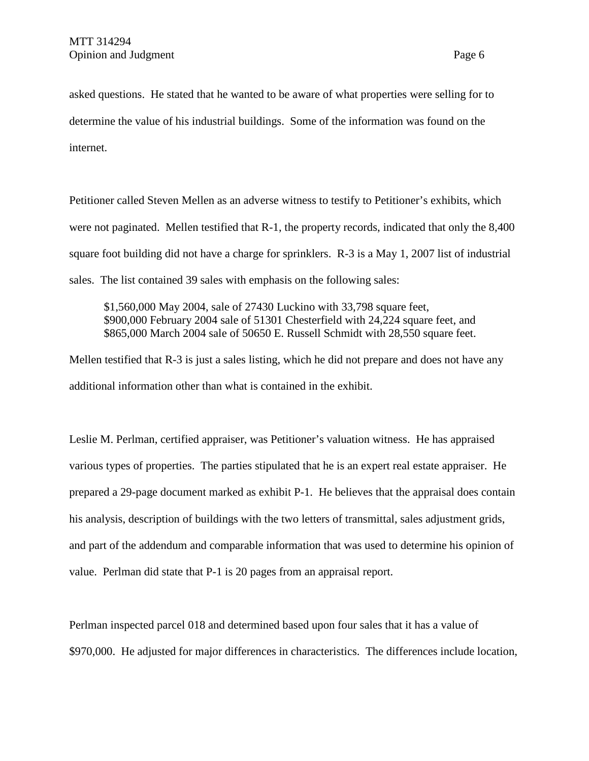asked questions. He stated that he wanted to be aware of what properties were selling for to determine the value of his industrial buildings. Some of the information was found on the internet.

Petitioner called Steven Mellen as an adverse witness to testify to Petitioner's exhibits, which were not paginated. Mellen testified that R-1, the property records, indicated that only the 8,400 square foot building did not have a charge for sprinklers. R-3 is a May 1, 2007 list of industrial sales. The list contained 39 sales with emphasis on the following sales:

> $1,560,000 May 2004, sale of 27430 Luckino with 33,798 square feet,
> $900,000 February 2004 sale of 51301 Chesterfield with 24,224 square feet, and
> $865,000 March 2004 sale of 50650 E. Russell Schmidt with 28,550 square feet.

Mellen testified that R-3 is just a sales listing, which he did not prepare and does not have any additional information other than what is contained in the exhibit.

Leslie M. Perlman, certified appraiser, was Petitioner's valuation witness. He has appraised various types of properties. The parties stipulated that he is an expert real estate appraiser. He prepared a 29-page document marked as exhibit P-1. He believes that the appraisal does contain his analysis, description of buildings with the two letters of transmittal, sales adjustment grids, and part of the addendum and comparable information that was used to determine his opinion of value. Perlman did state that P-1 is 20 pages from an appraisal report.

Perlman inspected parcel 018 and determined based upon four sales that it has a value of $970,000. He adjusted for major differences in characteristics. The differences include location,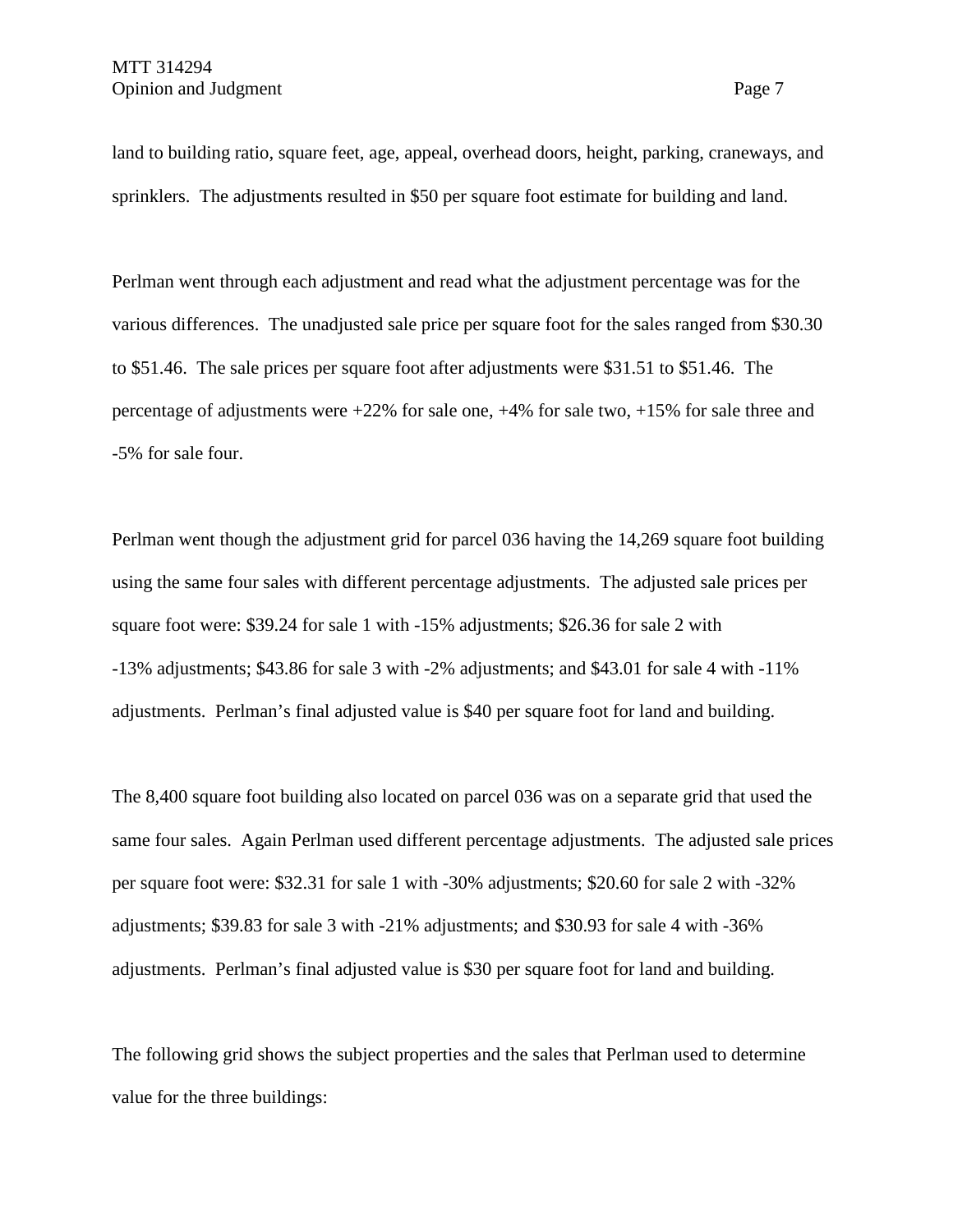land to building ratio, square feet, age, appeal, overhead doors, height, parking, craneways, and sprinklers. The adjustments resulted in $50 per square foot estimate for building and land.

Perlman went through each adjustment and read what the adjustment percentage was for the various differences. The unadjusted sale price per square foot for the sales ranged from $30.30 to $51.46. The sale prices per square foot after adjustments were $31.51 to $51.46. The percentage of adjustments were +22% for sale one, +4% for sale two, +15% for sale three and -5% for sale four.

Perlman went though the adjustment grid for parcel 036 having the 14,269 square foot building using the same four sales with different percentage adjustments. The adjusted sale prices per square foot were: $39.24 for sale 1 with -15% adjustments; $26.36 for sale 2 with -13% adjustments; $43.86 for sale 3 with -2% adjustments; and $43.01 for sale 4 with -11% adjustments. Perlman's final adjusted value is $40 per square foot for land and building.

The 8,400 square foot building also located on parcel 036 was on a separate grid that used the same four sales. Again Perlman used different percentage adjustments. The adjusted sale prices per square foot were: $32.31 for sale 1 with -30% adjustments; $20.60 for sale 2 with -32% adjustments; $39.83 for sale 3 with -21% adjustments; and $30.93 for sale 4 with -36% adjustments. Perlman's final adjusted value is $30 per square foot for land and building.

The following grid shows the subject properties and the sales that Perlman used to determine value for the three buildings: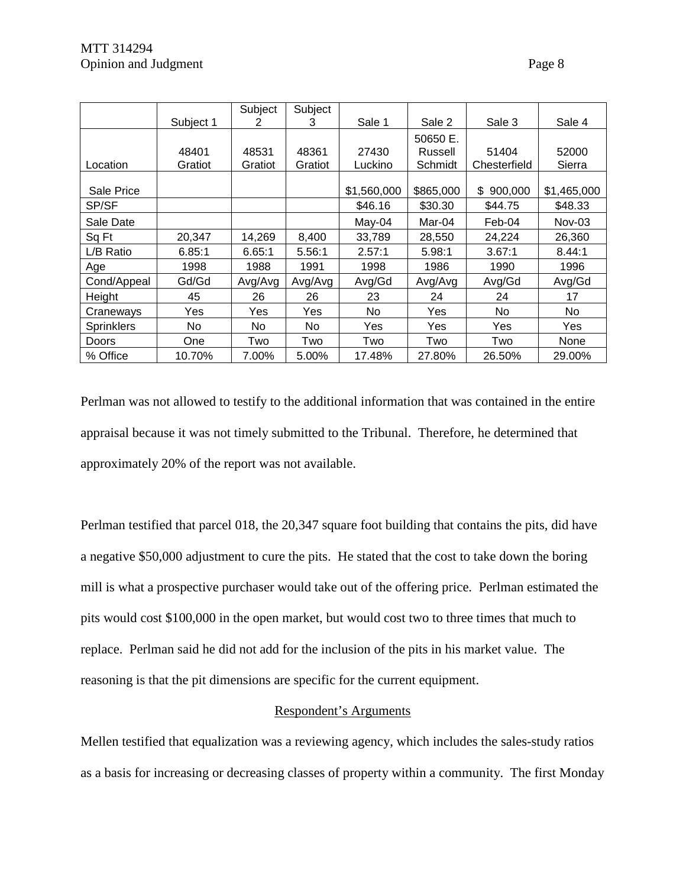| | Subject 1 | Subject 2 | Subject 3 | Sale 1 | Sale 2 | Sale 3 | Sale 4 |
|---|---|---|---|---|---|---|---|
| Location | 48401 Gratiot | 48531 Gratiot | 48361 Gratiot | 27430 Luckino | 50650 E. Russell Schmidt | 51404 Chesterfield | 52000 Sierra |
| Sale Price | | | | $1,560,000 | $865,000 | $ 900,000 | $1,465,000 |
| SP/SF | | | | $46.16 | $30.30 | $44.75 | $48.33 |
| Sale Date | | | | May-04 | Mar-04 | Feb-04 | Nov-03 |
| Sq Ft | 20,347 | 14,269 | 8,400 | 33,789 | 28,550 | 24,224 | 26,360 |
| L/B Ratio | 6.85:1 | 6.65:1 | 5.56:1 | 2.57:1 | 5.98:1 | 3.67:1 | 8.44:1 |
| Age | 1998 | 1988 | 1991 | 1998 | 1986 | 1990 | 1996 |
| Cond/Appeal | Gd/Gd | Avg/Avg | Avg/Avg | Avg/Gd | Avg/Avg | Avg/Gd | Avg/Gd |
| Height | 45 | 26 | 26 | 23 | 24 | 24 | 17 |
| Craneways | Yes | Yes | Yes | No | Yes | No | No |
| Sprinklers | No | No | No | Yes | Yes | Yes | Yes |
| Doors | One | Two | Two | Two | Two | Two | None |
| % Office | 10.70% | 7.00% | 5.00% | 17.48% | 27.80% | 26.50% | 29.00% |

Perlman was not allowed to testify to the additional information that was contained in the entire appraisal because it was not timely submitted to the Tribunal. Therefore, he determined that approximately 20% of the report was not available.

Perlman testified that parcel 018, the 20,347 square foot building that contains the pits, did have a negative $50,000 adjustment to cure the pits. He stated that the cost to take down the boring mill is what a prospective purchaser would take out of the offering price. Perlman estimated the pits would cost $100,000 in the open market, but would cost two to three times that much to replace. Perlman said he did not add for the inclusion of the pits in his market value. The reasoning is that the pit dimensions are specific for the current equipment.

## Respondent's Arguments

Mellen testified that equalization was a reviewing agency, which includes the sales-study ratios as a basis for increasing or decreasing classes of property within a community. The first Monday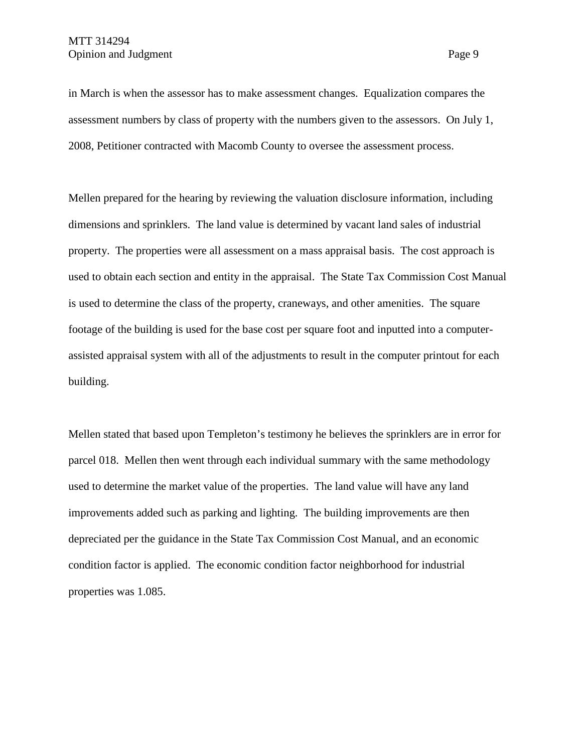in March is when the assessor has to make assessment changes. Equalization compares the assessment numbers by class of property with the numbers given to the assessors. On July 1, 2008, Petitioner contracted with Macomb County to oversee the assessment process.

Mellen prepared for the hearing by reviewing the valuation disclosure information, including dimensions and sprinklers. The land value is determined by vacant land sales of industrial property. The properties were all assessment on a mass appraisal basis. The cost approach is used to obtain each section and entity in the appraisal. The State Tax Commission Cost Manual is used to determine the class of the property, craneways, and other amenities. The square footage of the building is used for the base cost per square foot and inputted into a computer-assisted appraisal system with all of the adjustments to result in the computer printout for each building.

Mellen stated that based upon Templeton's testimony he believes the sprinklers are in error for parcel 018. Mellen then went through each individual summary with the same methodology used to determine the market value of the properties. The land value will have any land improvements added such as parking and lighting. The building improvements are then depreciated per the guidance in the State Tax Commission Cost Manual, and an economic condition factor is applied. The economic condition factor neighborhood for industrial properties was 1.085.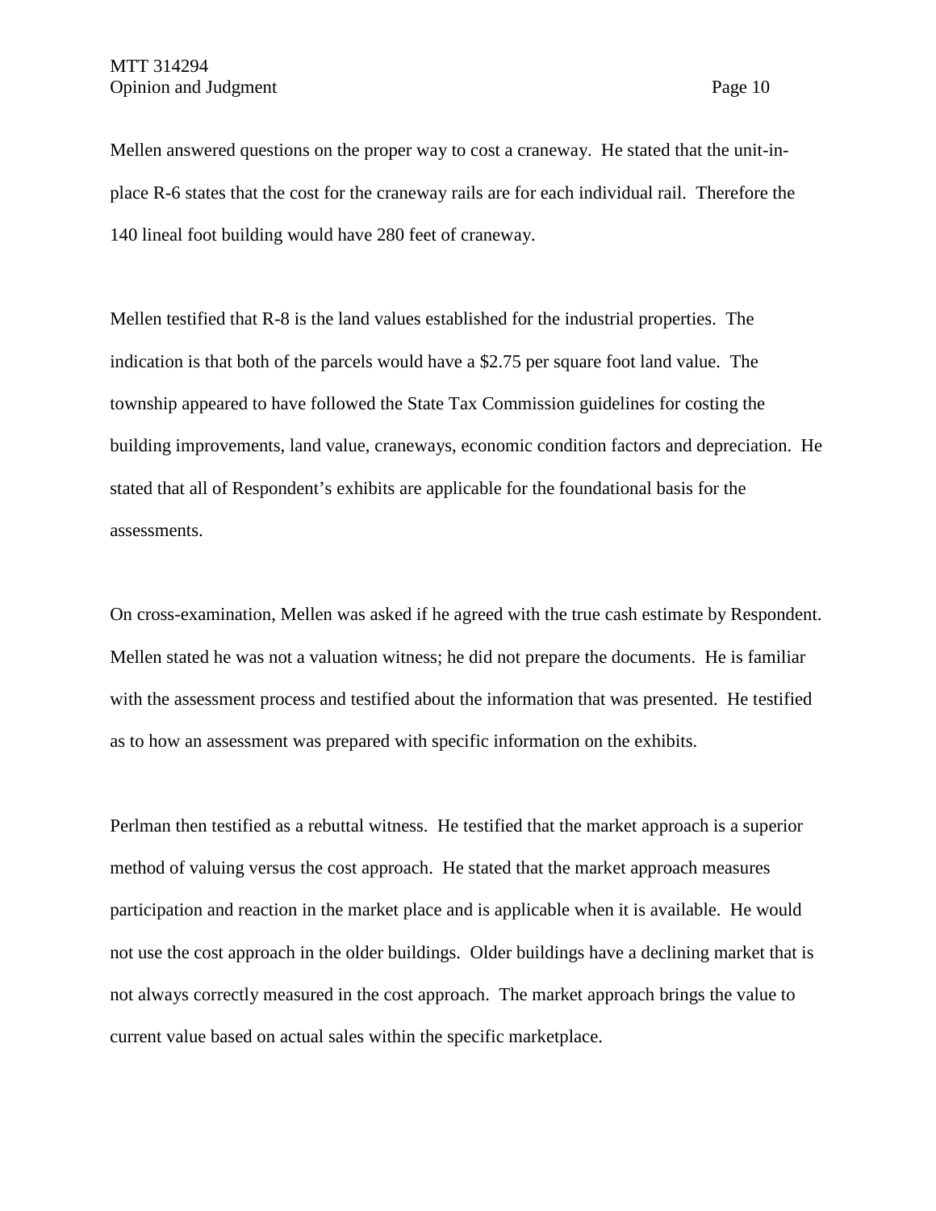Mellen answered questions on the proper way to cost a craneway. He stated that the unit-in-place R-6 states that the cost for the craneway rails are for each individual rail. Therefore the 140 lineal foot building would have 280 feet of craneway.

Mellen testified that R-8 is the land values established for the industrial properties. The indication is that both of the parcels would have a $2.75 per square foot land value. The township appeared to have followed the State Tax Commission guidelines for costing the building improvements, land value, craneways, economic condition factors and depreciation. He stated that all of Respondent's exhibits are applicable for the foundational basis for the assessments.

On cross-examination, Mellen was asked if he agreed with the true cash estimate by Respondent. Mellen stated he was not a valuation witness; he did not prepare the documents. He is familiar with the assessment process and testified about the information that was presented. He testified as to how an assessment was prepared with specific information on the exhibits.

Perlman then testified as a rebuttal witness. He testified that the market approach is a superior method of valuing versus the cost approach. He stated that the market approach measures participation and reaction in the market place and is applicable when it is available. He would not use the cost approach in the older buildings. Older buildings have a declining market that is not always correctly measured in the cost approach. The market approach brings the value to current value based on actual sales within the specific marketplace.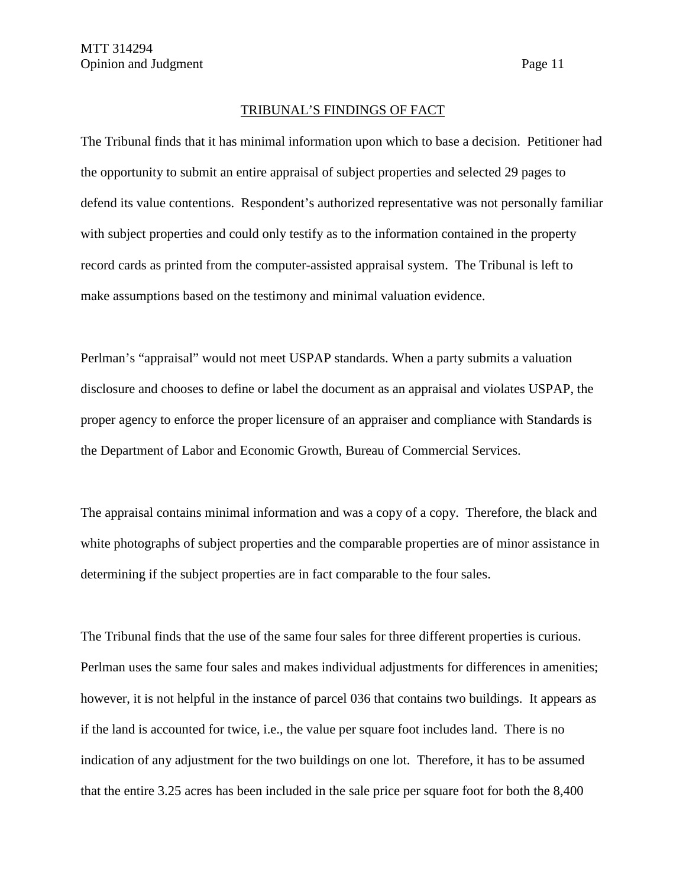## TRIBUNAL'S FINDINGS OF FACT

The Tribunal finds that it has minimal information upon which to base a decision. Petitioner had the opportunity to submit an entire appraisal of subject properties and selected 29 pages to defend its value contentions. Respondent's authorized representative was not personally familiar with subject properties and could only testify as to the information contained in the property record cards as printed from the computer-assisted appraisal system. The Tribunal is left to make assumptions based on the testimony and minimal valuation evidence.

Perlman's "appraisal" would not meet USPAP standards. When a party submits a valuation disclosure and chooses to define or label the document as an appraisal and violates USPAP, the proper agency to enforce the proper licensure of an appraiser and compliance with Standards is the Department of Labor and Economic Growth, Bureau of Commercial Services.

The appraisal contains minimal information and was a copy of a copy. Therefore, the black and white photographs of subject properties and the comparable properties are of minor assistance in determining if the subject properties are in fact comparable to the four sales.

The Tribunal finds that the use of the same four sales for three different properties is curious. Perlman uses the same four sales and makes individual adjustments for differences in amenities; however, it is not helpful in the instance of parcel 036 that contains two buildings. It appears as if the land is accounted for twice, i.e., the value per square foot includes land. There is no indication of any adjustment for the two buildings on one lot. Therefore, it has to be assumed that the entire 3.25 acres has been included in the sale price per square foot for both the 8,400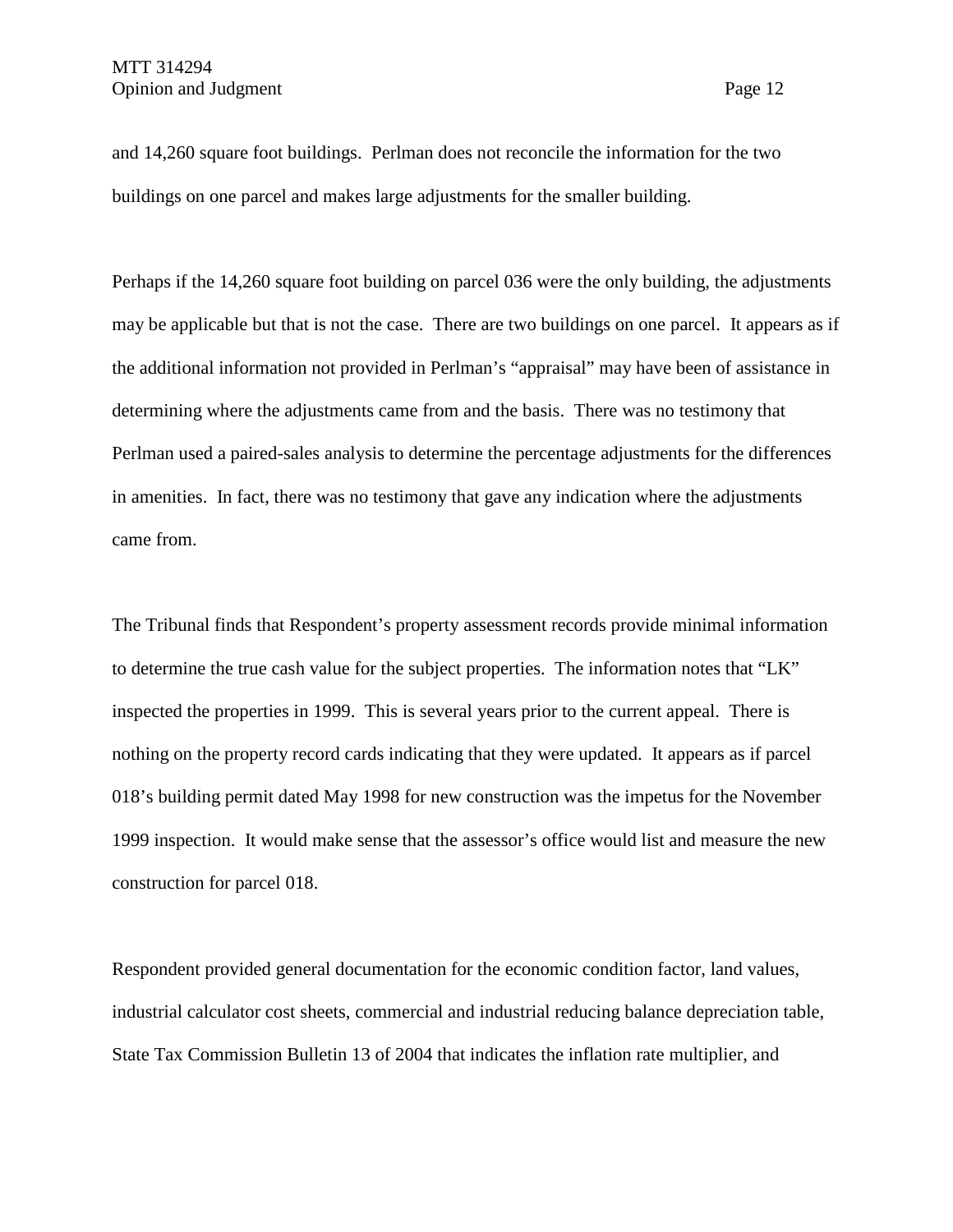and 14,260 square foot buildings. Perlman does not reconcile the information for the two buildings on one parcel and makes large adjustments for the smaller building.

Perhaps if the 14,260 square foot building on parcel 036 were the only building, the adjustments may be applicable but that is not the case. There are two buildings on one parcel. It appears as if the additional information not provided in Perlman's "appraisal" may have been of assistance in determining where the adjustments came from and the basis. There was no testimony that Perlman used a paired-sales analysis to determine the percentage adjustments for the differences in amenities. In fact, there was no testimony that gave any indication where the adjustments came from.

The Tribunal finds that Respondent's property assessment records provide minimal information to determine the true cash value for the subject properties. The information notes that "LK" inspected the properties in 1999. This is several years prior to the current appeal. There is nothing on the property record cards indicating that they were updated. It appears as if parcel 018's building permit dated May 1998 for new construction was the impetus for the November 1999 inspection. It would make sense that the assessor's office would list and measure the new construction for parcel 018.

Respondent provided general documentation for the economic condition factor, land values, industrial calculator cost sheets, commercial and industrial reducing balance depreciation table, State Tax Commission Bulletin 13 of 2004 that indicates the inflation rate multiplier, and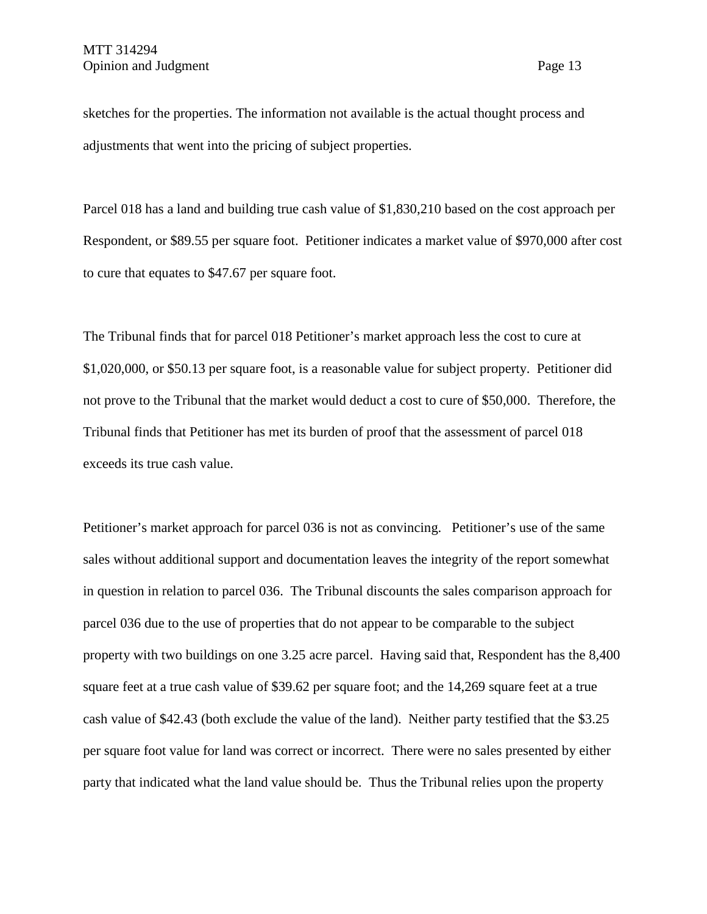sketches for the properties. The information not available is the actual thought process and adjustments that went into the pricing of subject properties.

Parcel 018 has a land and building true cash value of $1,830,210 based on the cost approach per Respondent, or $89.55 per square foot. Petitioner indicates a market value of $970,000 after cost to cure that equates to $47.67 per square foot.

The Tribunal finds that for parcel 018 Petitioner's market approach less the cost to cure at $1,020,000, or $50.13 per square foot, is a reasonable value for subject property. Petitioner did not prove to the Tribunal that the market would deduct a cost to cure of $50,000. Therefore, the Tribunal finds that Petitioner has met its burden of proof that the assessment of parcel 018 exceeds its true cash value.

Petitioner's market approach for parcel 036 is not as convincing. Petitioner's use of the same sales without additional support and documentation leaves the integrity of the report somewhat in question in relation to parcel 036. The Tribunal discounts the sales comparison approach for parcel 036 due to the use of properties that do not appear to be comparable to the subject property with two buildings on one 3.25 acre parcel. Having said that, Respondent has the 8,400 square feet at a true cash value of $39.62 per square foot; and the 14,269 square feet at a true cash value of $42.43 (both exclude the value of the land). Neither party testified that the $3.25 per square foot value for land was correct or incorrect. There were no sales presented by either party that indicated what the land value should be. Thus the Tribunal relies upon the property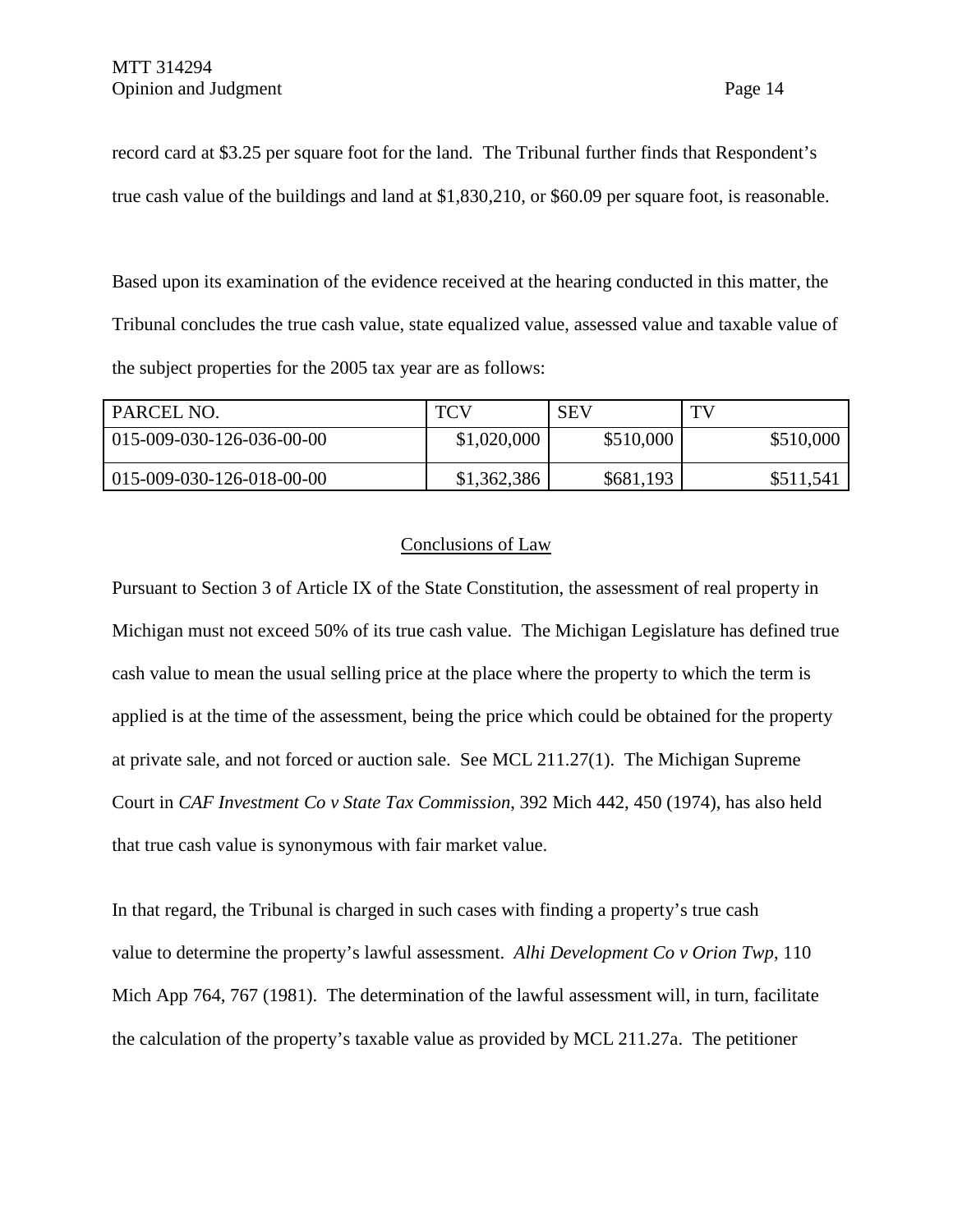record card at \$3.25 per square foot for the land. The Tribunal further finds that Respondent's true cash value of the buildings and land at \$1,830,210, or \$60.09 per square foot, is reasonable.

Based upon its examination of the evidence received at the hearing conducted in this matter, the Tribunal concludes the true cash value, state equalized value, assessed value and taxable value of the subject properties for the 2005 tax year are as follows:

| PARCEL NO. | TCV | SEV | TV |
|---|---|---|---|
| 015-009-030-126-036-00-00 | \$1,020,000 | \$510,000 | \$510,000 |
| 015-009-030-126-018-00-00 | \$1,362,386 | \$681,193 | \$511,541 |

## Conclusions of Law

Pursuant to Section 3 of Article IX of the State Constitution, the assessment of real property in Michigan must not exceed 50% of its true cash value. The Michigan Legislature has defined true cash value to mean the usual selling price at the place where the property to which the term is applied is at the time of the assessment, being the price which could be obtained for the property at private sale, and not forced or auction sale. See MCL 211.27(1). The Michigan Supreme Court in *CAF Investment Co v State Tax Commission*, 392 Mich 442, 450 (1974), has also held that true cash value is synonymous with fair market value.

In that regard, the Tribunal is charged in such cases with finding a property's true cash value to determine the property's lawful assessment. *Alhi Development Co v Orion Twp*, 110 Mich App 764, 767 (1981). The determination of the lawful assessment will, in turn, facilitate the calculation of the property's taxable value as provided by MCL 211.27a. The petitioner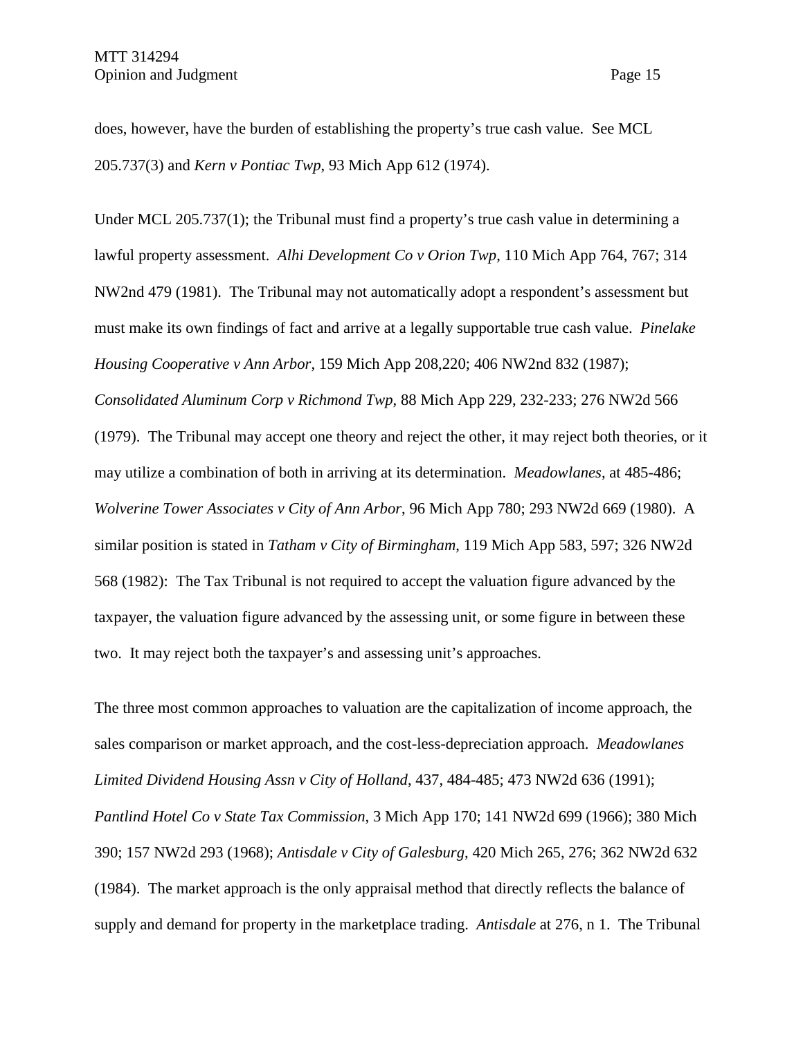does, however, have the burden of establishing the property's true cash value. See MCL 205.737(3) and *Kern v Pontiac Twp*, 93 Mich App 612 (1974).

Under MCL 205.737(1); the Tribunal must find a property's true cash value in determining a lawful property assessment. *Alhi Development Co v Orion Twp*, 110 Mich App 764, 767; 314 NW2nd 479 (1981). The Tribunal may not automatically adopt a respondent's assessment but must make its own findings of fact and arrive at a legally supportable true cash value. *Pinelake Housing Cooperative v Ann Arbor*, 159 Mich App 208,220; 406 NW2nd 832 (1987); *Consolidated Aluminum Corp v Richmond Twp*, 88 Mich App 229, 232-233; 276 NW2d 566 (1979). The Tribunal may accept one theory and reject the other, it may reject both theories, or it may utilize a combination of both in arriving at its determination. *Meadowlanes*, at 485-486; *Wolverine Tower Associates v City of Ann Arbor*, 96 Mich App 780; 293 NW2d 669 (1980). A similar position is stated in *Tatham v City of Birmingham*, 119 Mich App 583, 597; 326 NW2d 568 (1982): The Tax Tribunal is not required to accept the valuation figure advanced by the taxpayer, the valuation figure advanced by the assessing unit, or some figure in between these two. It may reject both the taxpayer's and assessing unit's approaches.

The three most common approaches to valuation are the capitalization of income approach, the sales comparison or market approach, and the cost-less-depreciation approach. *Meadowlanes Limited Dividend Housing Assn v City of Holland*, 437, 484-485; 473 NW2d 636 (1991); *Pantlind Hotel Co v State Tax Commission*, 3 Mich App 170; 141 NW2d 699 (1966); 380 Mich 390; 157 NW2d 293 (1968); *Antisdale v City of Galesburg*, 420 Mich 265, 276; 362 NW2d 632 (1984). The market approach is the only appraisal method that directly reflects the balance of supply and demand for property in the marketplace trading. *Antisdale* at 276, n 1. The Tribunal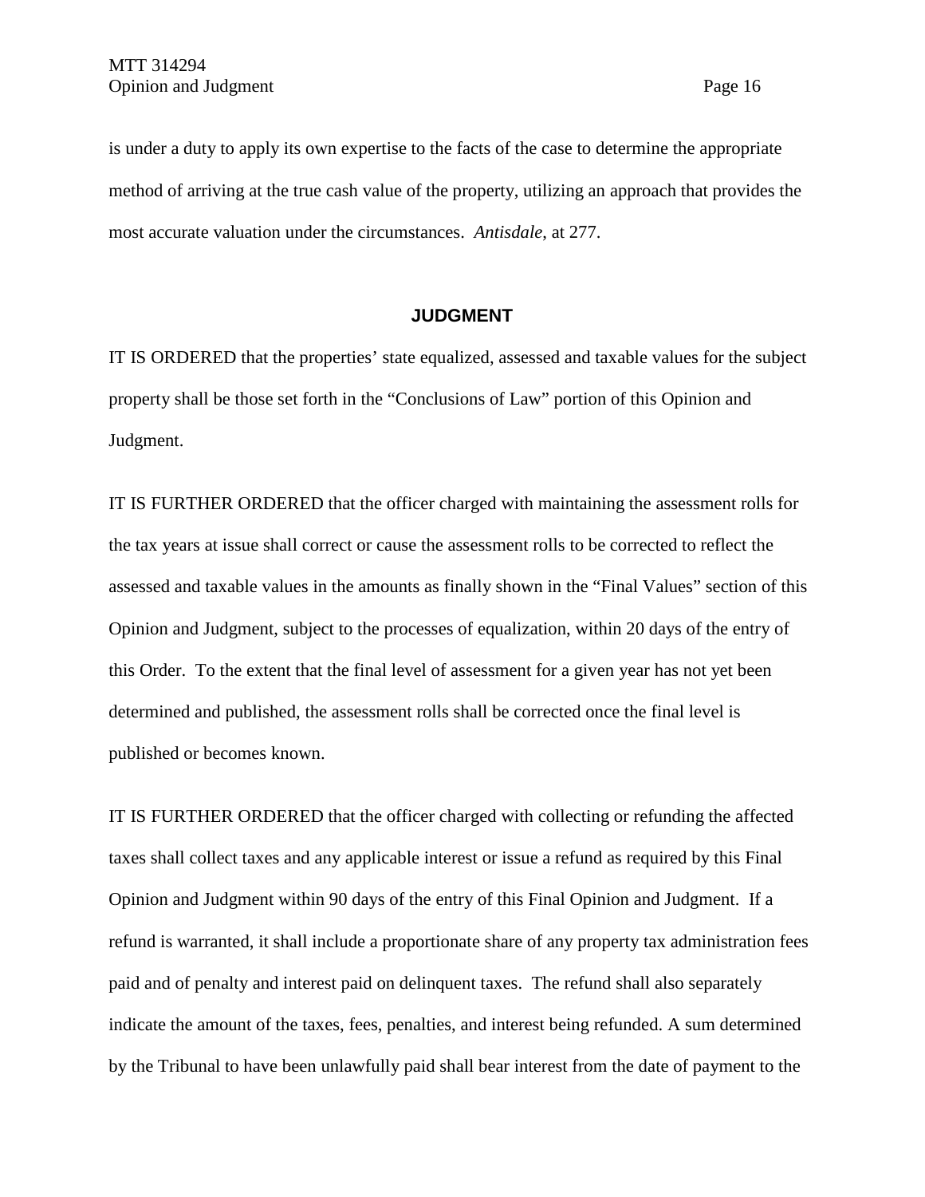is under a duty to apply its own expertise to the facts of the case to determine the appropriate method of arriving at the true cash value of the property, utilizing an approach that provides the most accurate valuation under the circumstances. *Antisdale*, at 277.

## JUDGMENT

IT IS ORDERED that the properties' state equalized, assessed and taxable values for the subject property shall be those set forth in the "Conclusions of Law" portion of this Opinion and Judgment.

IT IS FURTHER ORDERED that the officer charged with maintaining the assessment rolls for the tax years at issue shall correct or cause the assessment rolls to be corrected to reflect the assessed and taxable values in the amounts as finally shown in the "Final Values" section of this Opinion and Judgment, subject to the processes of equalization, within 20 days of the entry of this Order. To the extent that the final level of assessment for a given year has not yet been determined and published, the assessment rolls shall be corrected once the final level is published or becomes known.

IT IS FURTHER ORDERED that the officer charged with collecting or refunding the affected taxes shall collect taxes and any applicable interest or issue a refund as required by this Final Opinion and Judgment within 90 days of the entry of this Final Opinion and Judgment. If a refund is warranted, it shall include a proportionate share of any property tax administration fees paid and of penalty and interest paid on delinquent taxes. The refund shall also separately indicate the amount of the taxes, fees, penalties, and interest being refunded. A sum determined by the Tribunal to have been unlawfully paid shall bear interest from the date of payment to the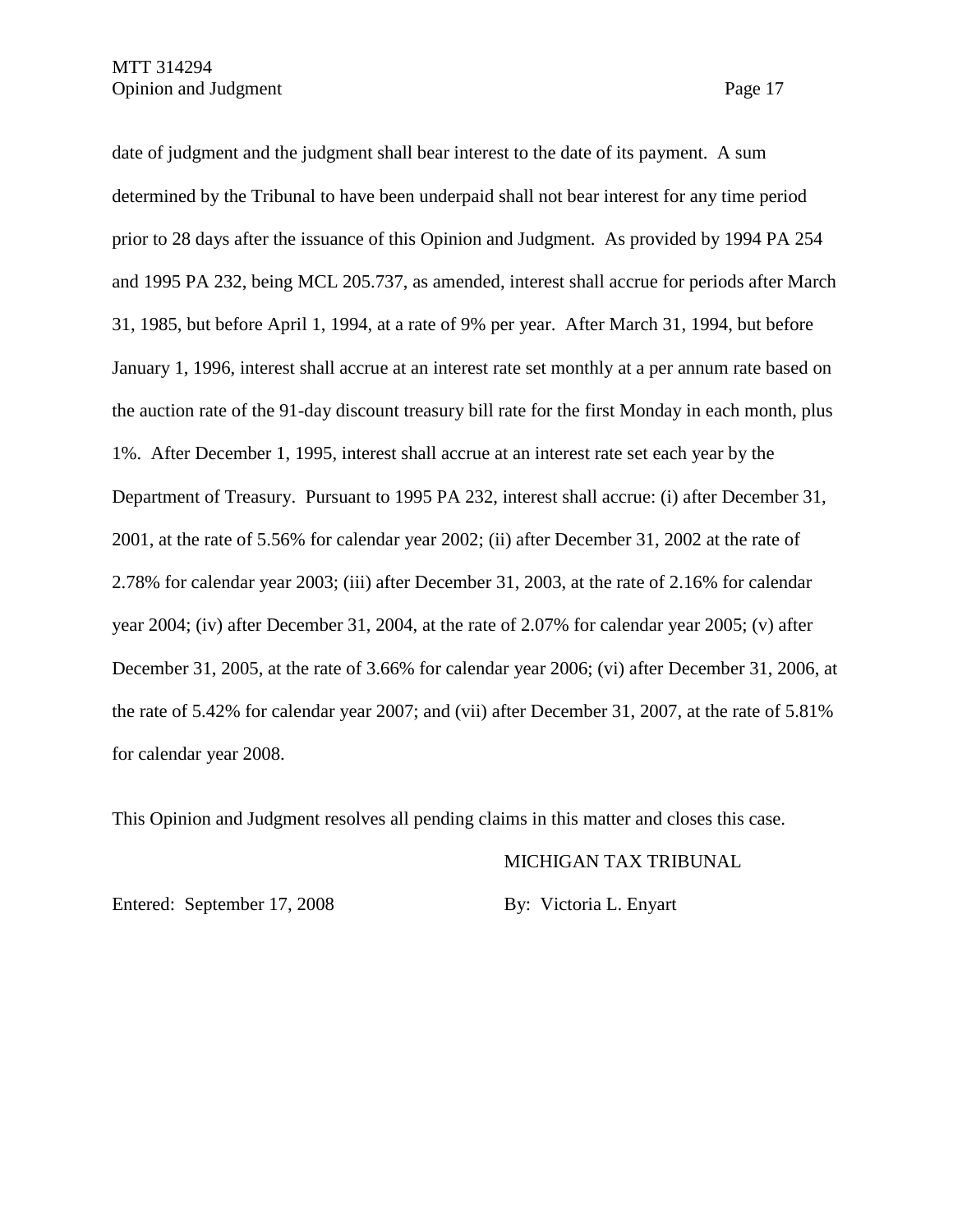date of judgment and the judgment shall bear interest to the date of its payment. A sum determined by the Tribunal to have been underpaid shall not bear interest for any time period prior to 28 days after the issuance of this Opinion and Judgment. As provided by 1994 PA 254 and 1995 PA 232, being MCL 205.737, as amended, interest shall accrue for periods after March 31, 1985, but before April 1, 1994, at a rate of 9% per year. After March 31, 1994, but before January 1, 1996, interest shall accrue at an interest rate set monthly at a per annum rate based on the auction rate of the 91-day discount treasury bill rate for the first Monday in each month, plus 1%. After December 1, 1995, interest shall accrue at an interest rate set each year by the Department of Treasury. Pursuant to 1995 PA 232, interest shall accrue: (i) after December 31, 2001, at the rate of 5.56% for calendar year 2002; (ii) after December 31, 2002 at the rate of 2.78% for calendar year 2003; (iii) after December 31, 2003, at the rate of 2.16% for calendar year 2004; (iv) after December 31, 2004, at the rate of 2.07% for calendar year 2005; (v) after December 31, 2005, at the rate of 3.66% for calendar year 2006; (vi) after December 31, 2006, at the rate of 5.42% for calendar year 2007; and (vii) after December 31, 2007, at the rate of 5.81% for calendar year 2008.

This Opinion and Judgment resolves all pending claims in this matter and closes this case.

MICHIGAN TAX TRIBUNAL

Entered: September 17, 2008

By: Victoria L. Enyart